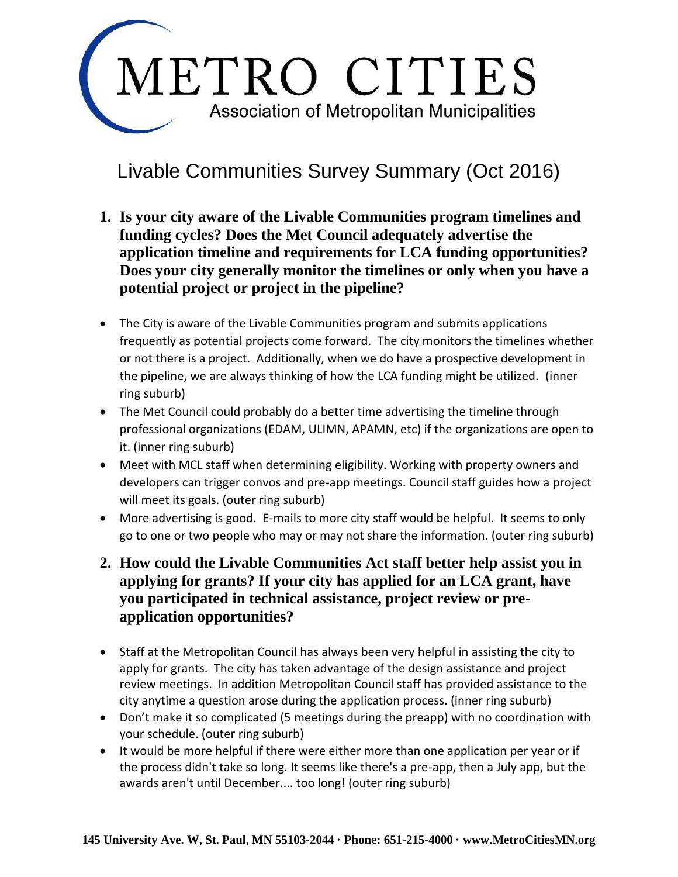# METRO CITIES

Association of Metropolitan Municipalities

## Livable Communities Survey Summary (Oct 2016)

1. **Is your city aware of the Livable Communities program timelines and funding cycles? Does the Met Council adequately advertise the application timeline and requirements for LCA funding opportunities? Does your city generally monitor the timelines or only when you have a potential project or project in the pipeline?**

- The City is aware of the Livable Communities program and submits applications frequently as potential projects come forward. The city monitors the timelines whether or not there is a project. Additionally, when we do have a prospective development in the pipeline, we are always thinking of how the LCA funding might be utilized. (inner ring suburb)
- The Met Council could probably do a better time advertising the timeline through professional organizations (EDAM, ULIMN, APAMN, etc) if the organizations are open to it. (inner ring suburb)
- Meet with MCL staff when determining eligibility. Working with property owners and developers can trigger convos and pre-app meetings. Council staff guides how a project will meet its goals. (outer ring suburb)
- More advertising is good. E-mails to more city staff would be helpful. It seems to only go to one or two people who may or may not share the information. (outer ring suburb)

2. **How could the Livable Communities Act staff better help assist you in applying for grants? If your city has applied for an LCA grant, have you participated in technical assistance, project review or pre-application opportunities?**

- Staff at the Metropolitan Council has always been very helpful in assisting the city to apply for grants. The city has taken advantage of the design assistance and project review meetings. In addition Metropolitan Council staff has provided assistance to the city anytime a question arose during the application process. (inner ring suburb)
- Don't make it so complicated (5 meetings during the preapp) with no coordination with your schedule. (outer ring suburb)
- It would be more helpful if there were either more than one application per year or if the process didn't take so long. It seems like there's a pre-app, then a July app, but the awards aren't until December.... too long! (outer ring suburb)

**145 University Ave. W, St. Paul, MN 55103-2044 · Phone: 651-215-4000 · www.MetroCitiesMN.org**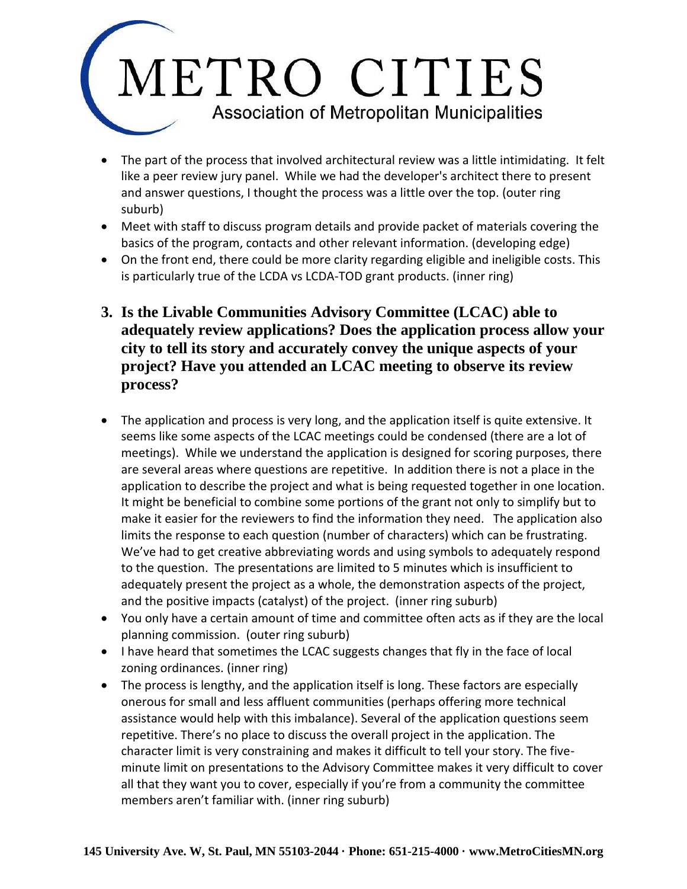- The part of the process that involved architectural review was a little intimidating. It felt like a peer review jury panel. While we had the developer's architect there to present and answer questions, I thought the process was a little over the top. (outer ring suburb)
- Meet with staff to discuss program details and provide packet of materials covering the basics of the program, contacts and other relevant information. (developing edge)
- On the front end, there could be more clarity regarding eligible and ineligible costs. This is particularly true of the LCDA vs LCDA-TOD grant products. (inner ring)

### 3. Is the Livable Communities Advisory Committee (LCAC) able to adequately review applications? Does the application process allow your city to tell its story and accurately convey the unique aspects of your project? Have you attended an LCAC meeting to observe its review process?

- The application and process is very long, and the application itself is quite extensive. It seems like some aspects of the LCAC meetings could be condensed (there are a lot of meetings). While we understand the application is designed for scoring purposes, there are several areas where questions are repetitive. In addition there is not a place in the application to describe the project and what is being requested together in one location. It might be beneficial to combine some portions of the grant not only to simplify but to make it easier for the reviewers to find the information they need. The application also limits the response to each question (number of characters) which can be frustrating. We've had to get creative abbreviating words and using symbols to adequately respond to the question. The presentations are limited to 5 minutes which is insufficient to adequately present the project as a whole, the demonstration aspects of the project, and the positive impacts (catalyst) of the project. (inner ring suburb)
- You only have a certain amount of time and committee often acts as if they are the local planning commission. (outer ring suburb)
- I have heard that sometimes the LCAC suggests changes that fly in the face of local zoning ordinances. (inner ring)
- The process is lengthy, and the application itself is long. These factors are especially onerous for small and less affluent communities (perhaps offering more technical assistance would help with this imbalance). Several of the application questions seem repetitive. There's no place to discuss the overall project in the application. The character limit is very constraining and makes it difficult to tell your story. The five-minute limit on presentations to the Advisory Committee makes it very difficult to cover all that they want you to cover, especially if you're from a community the committee members aren't familiar with. (inner ring suburb)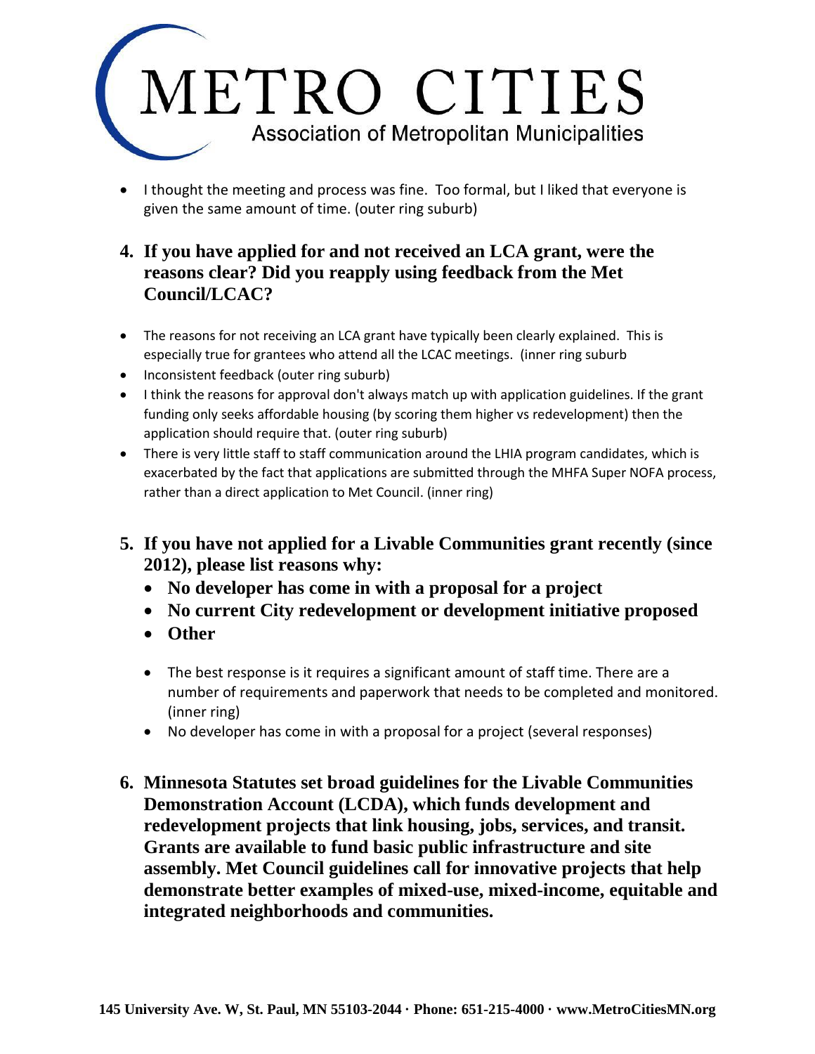- I thought the meeting and process was fine. Too formal, but I liked that everyone is given the same amount of time. (outer ring suburb)

**4. If you have applied for and not received an LCA grant, were the reasons clear? Did you reapply using feedback from the Met Council/LCAC?**

- The reasons for not receiving an LCA grant have typically been clearly explained. This is especially true for grantees who attend all the LCAC meetings. (inner ring suburb
- Inconsistent feedback (outer ring suburb)
- I think the reasons for approval don't always match up with application guidelines. If the grant funding only seeks affordable housing (by scoring them higher vs redevelopment) then the application should require that. (outer ring suburb)
- There is very little staff to staff communication around the LHIA program candidates, which is exacerbated by the fact that applications are submitted through the MHFA Super NOFA process, rather than a direct application to Met Council. (inner ring)

**5. If you have not applied for a Livable Communities grant recently (since 2012), please list reasons why:**

- **No developer has come in with a proposal for a project**
- **No current City redevelopment or development initiative proposed**
- **Other**

- The best response is it requires a significant amount of staff time. There are a number of requirements and paperwork that needs to be completed and monitored. (inner ring)
- No developer has come in with a proposal for a project (several responses)

**6. Minnesota Statutes set broad guidelines for the Livable Communities Demonstration Account (LCDA), which funds development and redevelopment projects that link housing, jobs, services, and transit. Grants are available to fund basic public infrastructure and site assembly. Met Council guidelines call for innovative projects that help demonstrate better examples of mixed-use, mixed-income, equitable and integrated neighborhoods and communities.**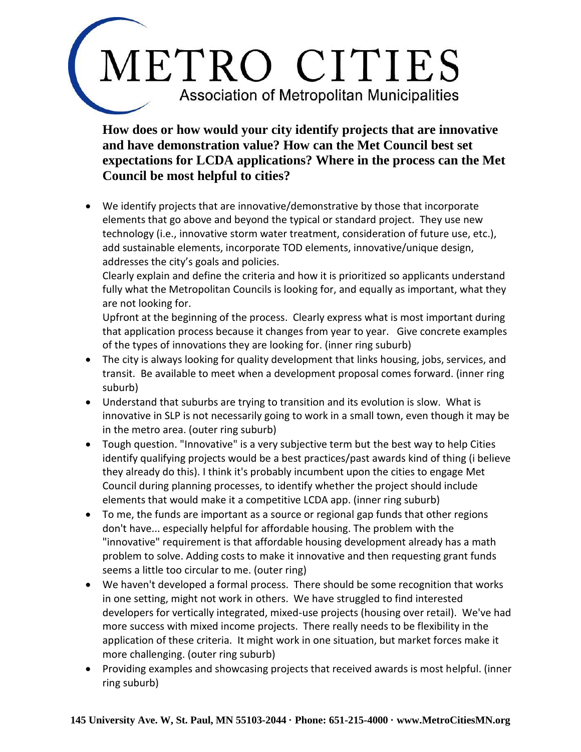# METRO CITIES

Association of Metropolitan Municipalities

**How does or how would your city identify projects that are innovative and have demonstration value? How can the Met Council best set expectations for LCDA applications? Where in the process can the Met Council be most helpful to cities?**

- We identify projects that are innovative/demonstrative by those that incorporate elements that go above and beyond the typical or standard project. They use new technology (i.e., innovative storm water treatment, consideration of future use, etc.), add sustainable elements, incorporate TOD elements, innovative/unique design, addresses the city's goals and policies.
  Clearly explain and define the criteria and how it is prioritized so applicants understand fully what the Metropolitan Councils is looking for, and equally as important, what they are not looking for.
  Upfront at the beginning of the process. Clearly express what is most important during that application process because it changes from year to year. Give concrete examples of the types of innovations they are looking for. (inner ring suburb)
- The city is always looking for quality development that links housing, jobs, services, and transit. Be available to meet when a development proposal comes forward. (inner ring suburb)
- Understand that suburbs are trying to transition and its evolution is slow. What is innovative in SLP is not necessarily going to work in a small town, even though it may be in the metro area. (outer ring suburb)
- Tough question. "Innovative" is a very subjective term but the best way to help Cities identify qualifying projects would be a best practices/past awards kind of thing (i believe they already do this). I think it's probably incumbent upon the cities to engage Met Council during planning processes, to identify whether the project should include elements that would make it a competitive LCDA app. (inner ring suburb)
- To me, the funds are important as a source or regional gap funds that other regions don't have... especially helpful for affordable housing. The problem with the "innovative" requirement is that affordable housing development already has a math problem to solve. Adding costs to make it innovative and then requesting grant funds seems a little too circular to me. (outer ring)
- We haven't developed a formal process. There should be some recognition that works in one setting, might not work in others. We have struggled to find interested developers for vertically integrated, mixed-use projects (housing over retail). We've had more success with mixed income projects. There really needs to be flexibility in the application of these criteria. It might work in one situation, but market forces make it more challenging. (outer ring suburb)
- Providing examples and showcasing projects that received awards is most helpful. (inner ring suburb)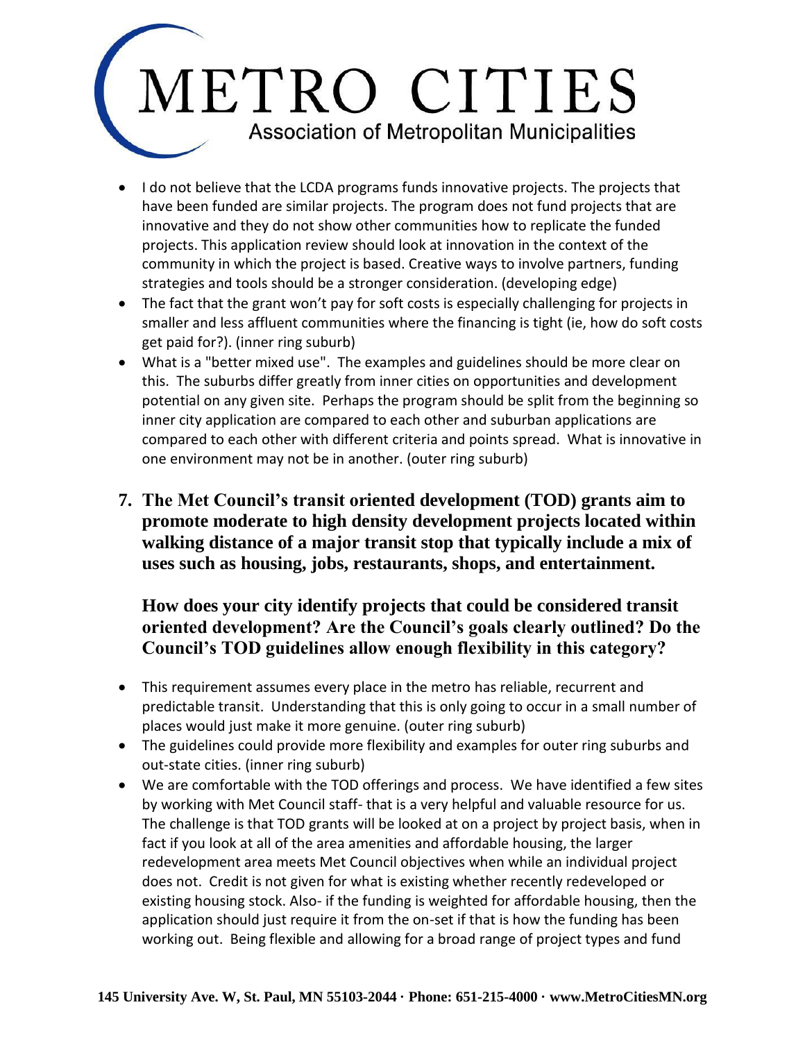- I do not believe that the LCDA programs funds innovative projects. The projects that have been funded are similar projects. The program does not fund projects that are innovative and they do not show other communities how to replicate the funded projects. This application review should look at innovation in the context of the community in which the project is based. Creative ways to involve partners, funding strategies and tools should be a stronger consideration. (developing edge)
- The fact that the grant won't pay for soft costs is especially challenging for projects in smaller and less affluent communities where the financing is tight (ie, how do soft costs get paid for?). (inner ring suburb)
- What is a "better mixed use". The examples and guidelines should be more clear on this. The suburbs differ greatly from inner cities on opportunities and development potential on any given site. Perhaps the program should be split from the beginning so inner city application are compared to each other and suburban applications are compared to each other with different criteria and points spread. What is innovative in one environment may not be in another. (outer ring suburb)

**7. The Met Council's transit oriented development (TOD) grants aim to promote moderate to high density development projects located within walking distance of a major transit stop that typically include a mix of uses such as housing, jobs, restaurants, shops, and entertainment.**

**How does your city identify projects that could be considered transit oriented development? Are the Council's goals clearly outlined? Do the Council's TOD guidelines allow enough flexibility in this category?**

- This requirement assumes every place in the metro has reliable, recurrent and predictable transit. Understanding that this is only going to occur in a small number of places would just make it more genuine. (outer ring suburb)
- The guidelines could provide more flexibility and examples for outer ring suburbs and out-state cities. (inner ring suburb)
- We are comfortable with the TOD offerings and process. We have identified a few sites by working with Met Council staff- that is a very helpful and valuable resource for us. The challenge is that TOD grants will be looked at on a project by project basis, when in fact if you look at all of the area amenities and affordable housing, the larger redevelopment area meets Met Council objectives when while an individual project does not. Credit is not given for what is existing whether recently redeveloped or existing housing stock. Also- if the funding is weighted for affordable housing, then the application should just require it from the on-set if that is how the funding has been working out. Being flexible and allowing for a broad range of project types and fund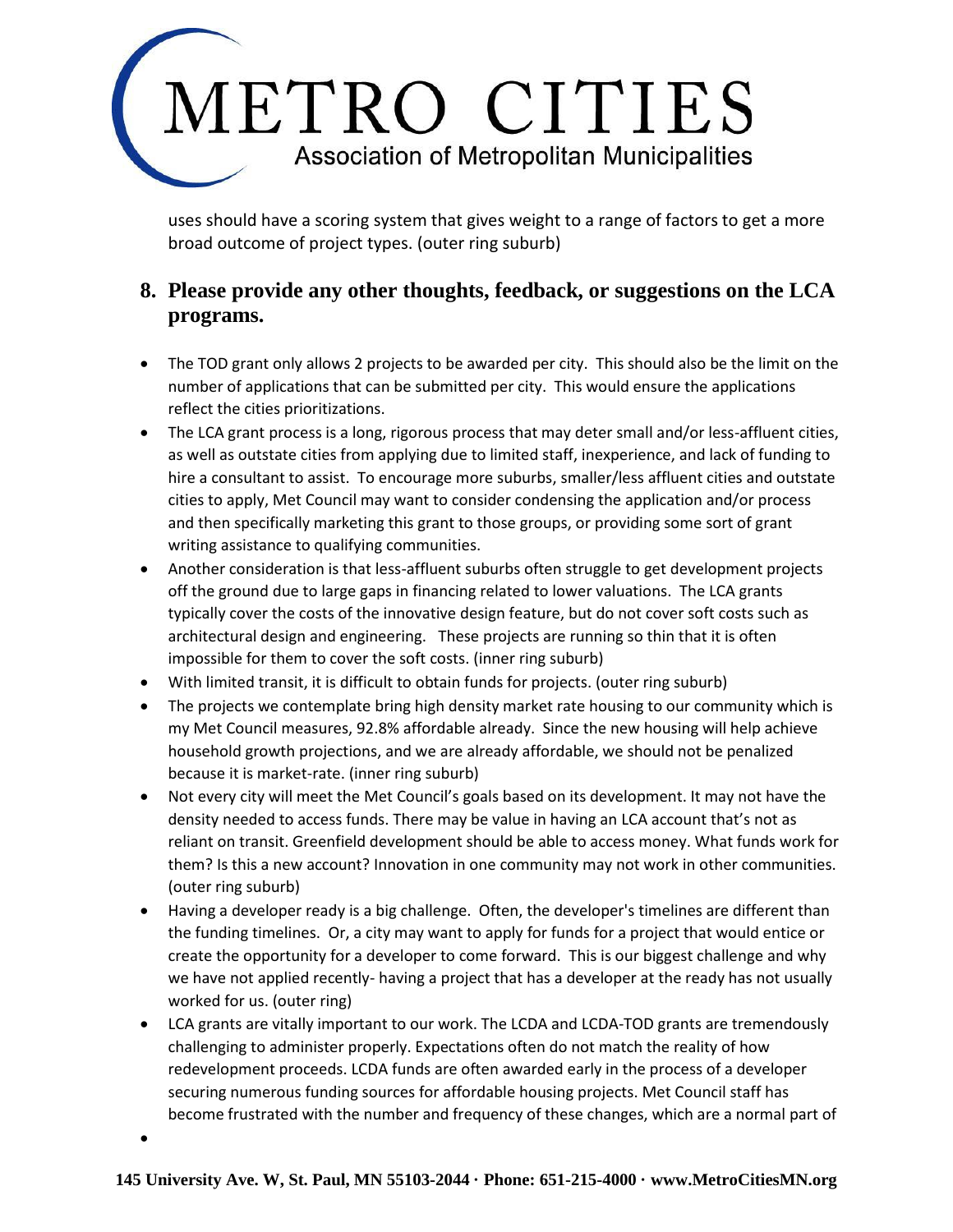uses should have a scoring system that gives weight to a range of factors to get a more broad outcome of project types. (outer ring suburb)

## 8. Please provide any other thoughts, feedback, or suggestions on the LCA programs.

- The TOD grant only allows 2 projects to be awarded per city. This should also be the limit on the number of applications that can be submitted per city. This would ensure the applications reflect the cities prioritizations.
- The LCA grant process is a long, rigorous process that may deter small and/or less-affluent cities, as well as outstate cities from applying due to limited staff, inexperience, and lack of funding to hire a consultant to assist. To encourage more suburbs, smaller/less affluent cities and outstate cities to apply, Met Council may want to consider condensing the application and/or process and then specifically marketing this grant to those groups, or providing some sort of grant writing assistance to qualifying communities.
- Another consideration is that less-affluent suburbs often struggle to get development projects off the ground due to large gaps in financing related to lower valuations. The LCA grants typically cover the costs of the innovative design feature, but do not cover soft costs such as architectural design and engineering. These projects are running so thin that it is often impossible for them to cover the soft costs. (inner ring suburb)
- With limited transit, it is difficult to obtain funds for projects. (outer ring suburb)
- The projects we contemplate bring high density market rate housing to our community which is my Met Council measures, 92.8% affordable already. Since the new housing will help achieve household growth projections, and we are already affordable, we should not be penalized because it is market-rate. (inner ring suburb)
- Not every city will meet the Met Council's goals based on its development. It may not have the density needed to access funds. There may be value in having an LCA account that's not as reliant on transit. Greenfield development should be able to access money. What funds work for them? Is this a new account? Innovation in one community may not work in other communities. (outer ring suburb)
- Having a developer ready is a big challenge. Often, the developer's timelines are different than the funding timelines. Or, a city may want to apply for funds for a project that would entice or create the opportunity for a developer to come forward. This is our biggest challenge and why we have not applied recently- having a project that has a developer at the ready has not usually worked for us. (outer ring)
- LCA grants are vitally important to our work. The LCDA and LCDA-TOD grants are tremendously challenging to administer properly. Expectations often do not match the reality of how redevelopment proceeds. LCDA funds are often awarded early in the process of a developer securing numerous funding sources for affordable housing projects. Met Council staff has become frustrated with the number and frequency of these changes, which are a normal part of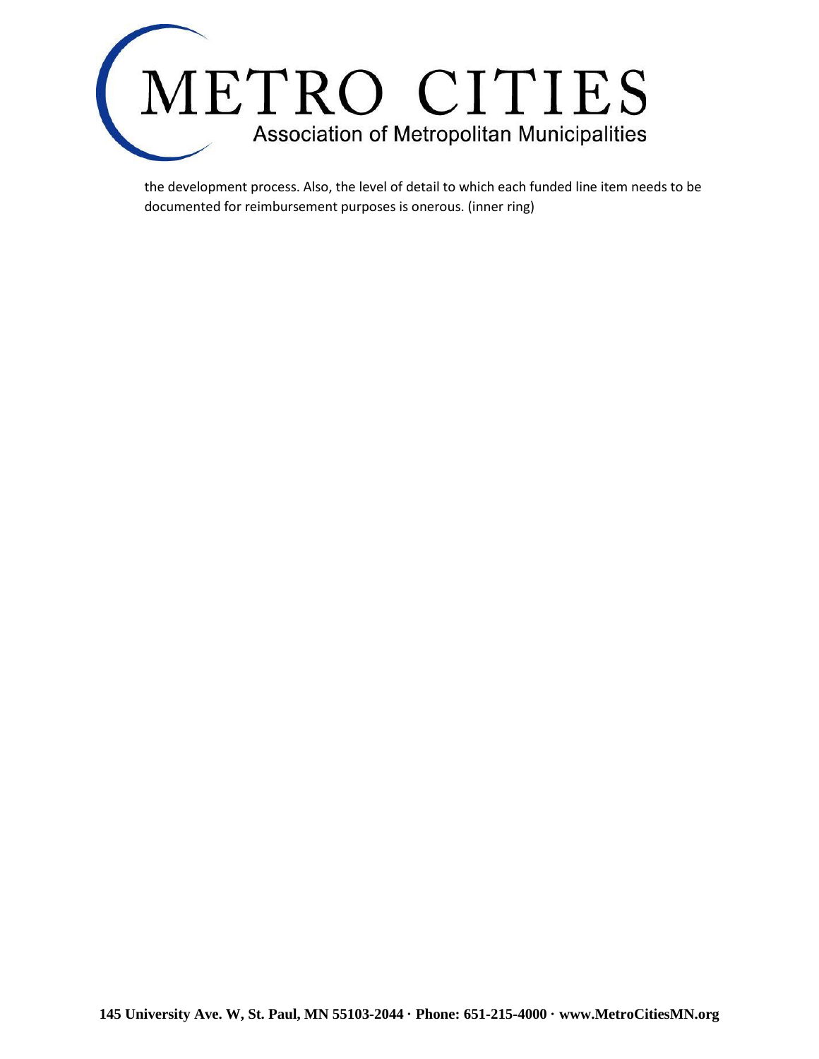the development process. Also, the level of detail to which each funded line item needs to be documented for reimbursement purposes is onerous. (inner ring)